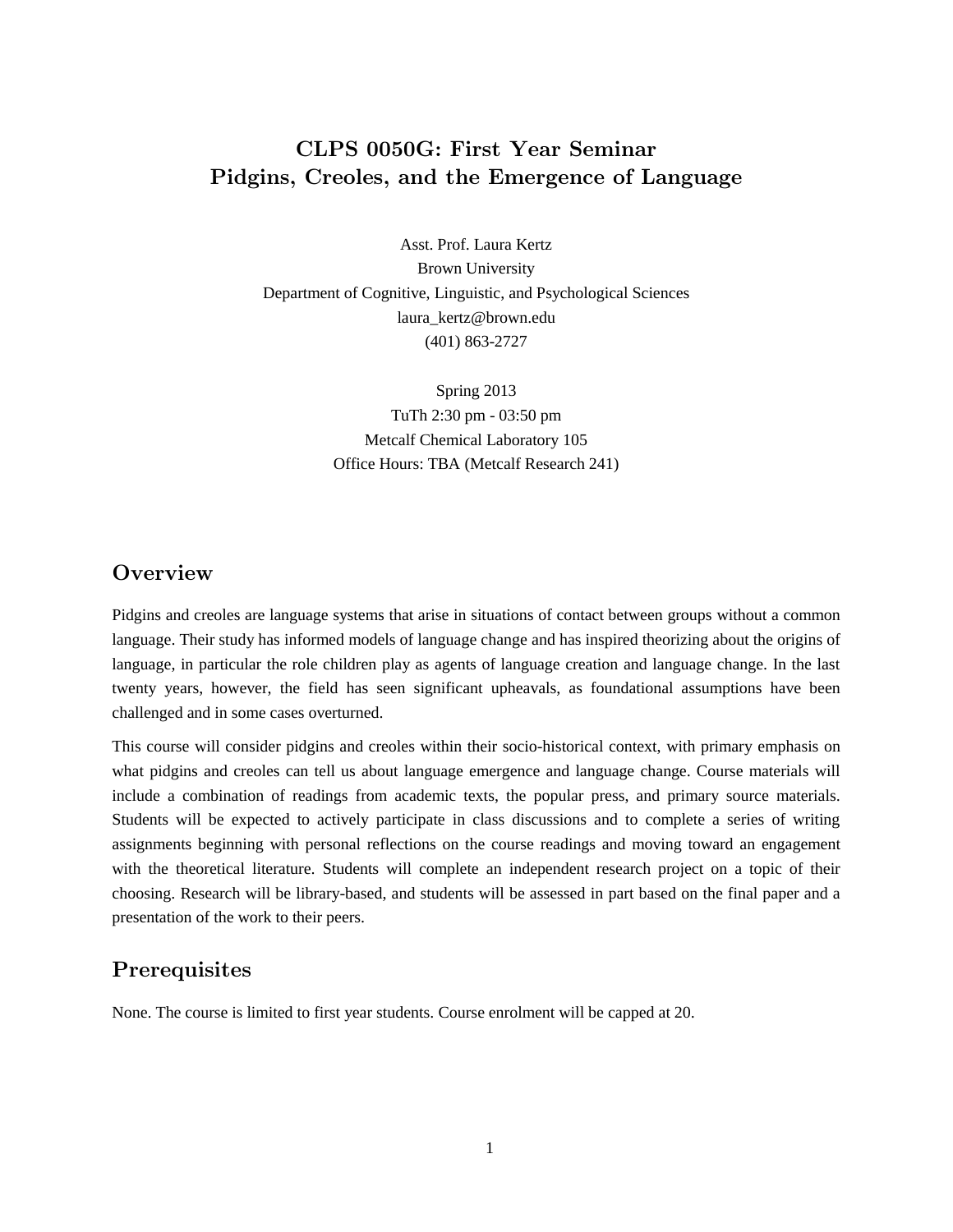# CLPS 0050G: First Year Seminar
# Pidgins, Creoles, and the Emergence of Language

Asst. Prof. Laura Kertz
Brown University
Department of Cognitive, Linguistic, and Psychological Sciences
laura_kertz@brown.edu
(401) 863-2727

Spring 2013
TuTh 2:30 pm - 03:50 pm
Metcalf Chemical Laboratory 105
Office Hours: TBA (Metcalf Research 241)

## Overview

Pidgins and creoles are language systems that arise in situations of contact between groups without a common language. Their study has informed models of language change and has inspired theorizing about the origins of language, in particular the role children play as agents of language creation and language change. In the last twenty years, however, the field has seen significant upheavals, as foundational assumptions have been challenged and in some cases overturned.

This course will consider pidgins and creoles within their socio-historical context, with primary emphasis on what pidgins and creoles can tell us about language emergence and language change. Course materials will include a combination of readings from academic texts, the popular press, and primary source materials. Students will be expected to actively participate in class discussions and to complete a series of writing assignments beginning with personal reflections on the course readings and moving toward an engagement with the theoretical literature. Students will complete an independent research project on a topic of their choosing. Research will be library-based, and students will be assessed in part based on the final paper and a presentation of the work to their peers.

## Prerequisites

None. The course is limited to first year students. Course enrolment will be capped at 20.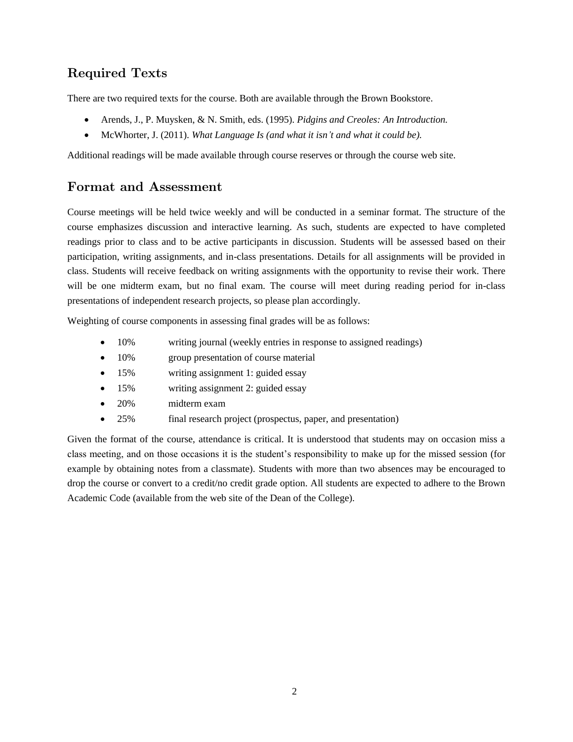## Required Texts

There are two required texts for the course. Both are available through the Brown Bookstore.

- Arends, J., P. Muysken, & N. Smith, eds. (1995). *Pidgins and Creoles: An Introduction.*
- McWhorter, J. (2011). *What Language Is (and what it isn't and what it could be).*

Additional readings will be made available through course reserves or through the course web site.

## Format and Assessment

Course meetings will be held twice weekly and will be conducted in a seminar format. The structure of the course emphasizes discussion and interactive learning. As such, students are expected to have completed readings prior to class and to be active participants in discussion. Students will be assessed based on their participation, writing assignments, and in-class presentations. Details for all assignments will be provided in class. Students will receive feedback on writing assignments with the opportunity to revise their work. There will be one midterm exam, but no final exam. The course will meet during reading period for in-class presentations of independent research projects, so please plan accordingly.

Weighting of course components in assessing final grades will be as follows:

- 10% writing journal (weekly entries in response to assigned readings)
- 10% group presentation of course material
- 15% writing assignment 1: guided essay
- 15% writing assignment 2: guided essay
- 20% midterm exam
- 25% final research project (prospectus, paper, and presentation)

Given the format of the course, attendance is critical. It is understood that students may on occasion miss a class meeting, and on those occasions it is the student's responsibility to make up for the missed session (for example by obtaining notes from a classmate). Students with more than two absences may be encouraged to drop the course or convert to a credit/no credit grade option. All students are expected to adhere to the Brown Academic Code (available from the web site of the Dean of the College).